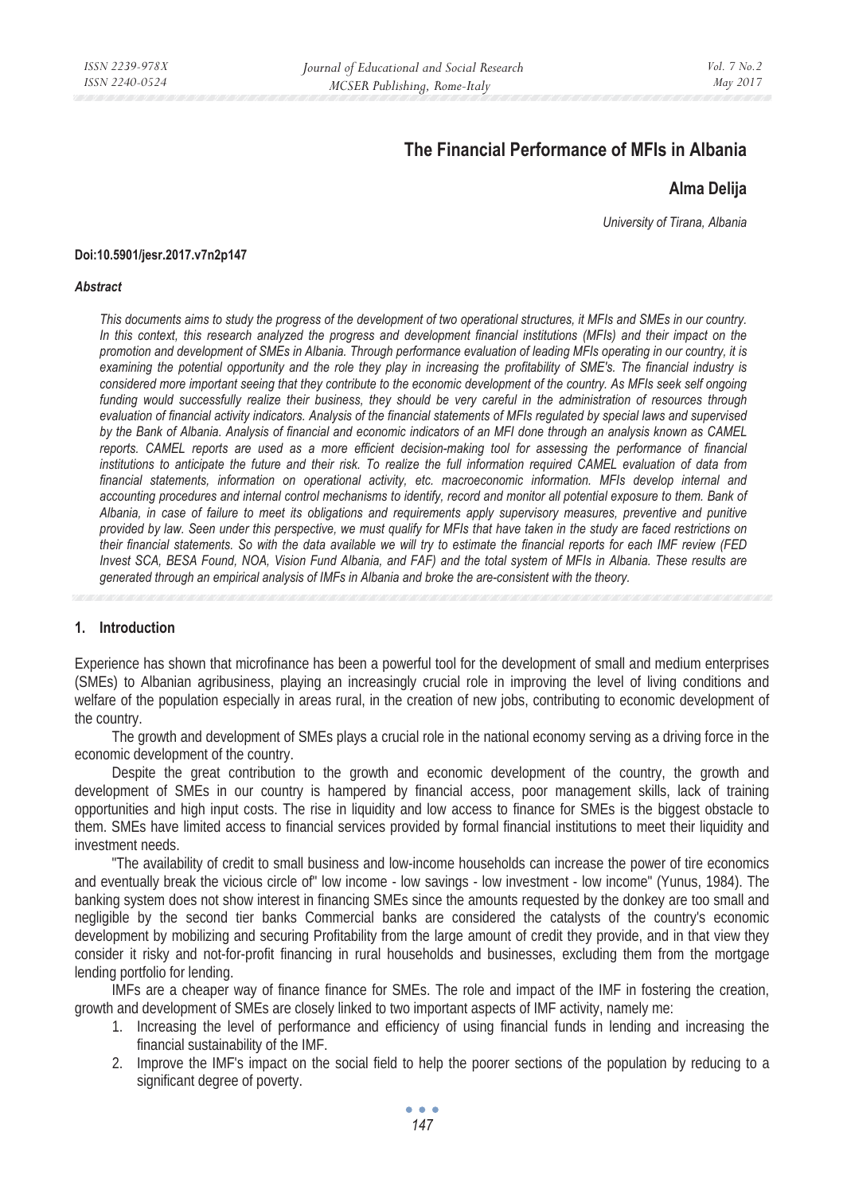# The Financial Performance of MFIs in Albania

**Alma Delija**

*University of Tirana, Albania*

**Doi:10.5901/jesr.2017.v7n2p147**

***Abstract***

*This documents aims to study the progress of the development of two operational structures, it MFIs and SMEs in our country. In this context, this research analyzed the progress and development financial institutions (MFIs) and their impact on the promotion and development of SMEs in Albania. Through performance evaluation of leading MFIs operating in our country, it is examining the potential opportunity and the role they play in increasing the profitability of SME's. The financial industry is considered more important seeing that they contribute to the economic development of the country. As MFIs seek self ongoing funding would successfully realize their business, they should be very careful in the administration of resources through evaluation of financial activity indicators. Analysis of the financial statements of MFIs regulated by special laws and supervised by the Bank of Albania. Analysis of financial and economic indicators of an MFI done through an analysis known as CAMEL reports. CAMEL reports are used as a more efficient decision-making tool for assessing the performance of financial institutions to anticipate the future and their risk. To realize the full information required CAMEL evaluation of data from financial statements, information on operational activity, etc. macroeconomic information. MFIs develop internal and accounting procedures and internal control mechanisms to identify, record and monitor all potential exposure to them. Bank of Albania, in case of failure to meet its obligations and requirements apply supervisory measures, preventive and punitive provided by law. Seen under this perspective, we must qualify for MFIs that have taken in the study are faced restrictions on their financial statements. So with the data available we will try to estimate the financial reports for each IMF review (FED Invest SCA, BESA Found, NOA, Vision Fund Albania, and FAF) and the total system of MFIs in Albania. These results are generated through an empirical analysis of IMFs in Albania and broke the are-consistent with the theory.*

## 1. Introduction

Experience has shown that microfinance has been a powerful tool for the development of small and medium enterprises (SMEs) to Albanian agribusiness, playing an increasingly crucial role in improving the level of living conditions and welfare of the population especially in areas rural, in the creation of new jobs, contributing to economic development of the country.

The growth and development of SMEs plays a crucial role in the national economy serving as a driving force in the economic development of the country.

Despite the great contribution to the growth and economic development of the country, the growth and development of SMEs in our country is hampered by financial access, poor management skills, lack of training opportunities and high input costs. The rise in liquidity and low access to finance for SMEs is the biggest obstacle to them. SMEs have limited access to financial services provided by formal financial institutions to meet their liquidity and investment needs.

"The availability of credit to small business and low-income households can increase the power of tire economics and eventually break the vicious circle of" low income - low savings - low investment - low income" (Yunus, 1984). The banking system does not show interest in financing SMEs since the amounts requested by the donkey are too small and negligible by the second tier banks Commercial banks are considered the catalysts of the country's economic development by mobilizing and securing Profitability from the large amount of credit they provide, and in that view they consider it risky and not-for-profit financing in rural households and businesses, excluding them from the mortgage lending portfolio for lending.

IMFs are a cheaper way of finance finance for SMEs. The role and impact of the IMF in fostering the creation, growth and development of SMEs are closely linked to two important aspects of IMF activity, namely me:

1. Increasing the level of performance and efficiency of using financial funds in lending and increasing the financial sustainability of the IMF.
2. Improve the IMF's impact on the social field to help the poorer sections of the population by reducing to a significant degree of poverty.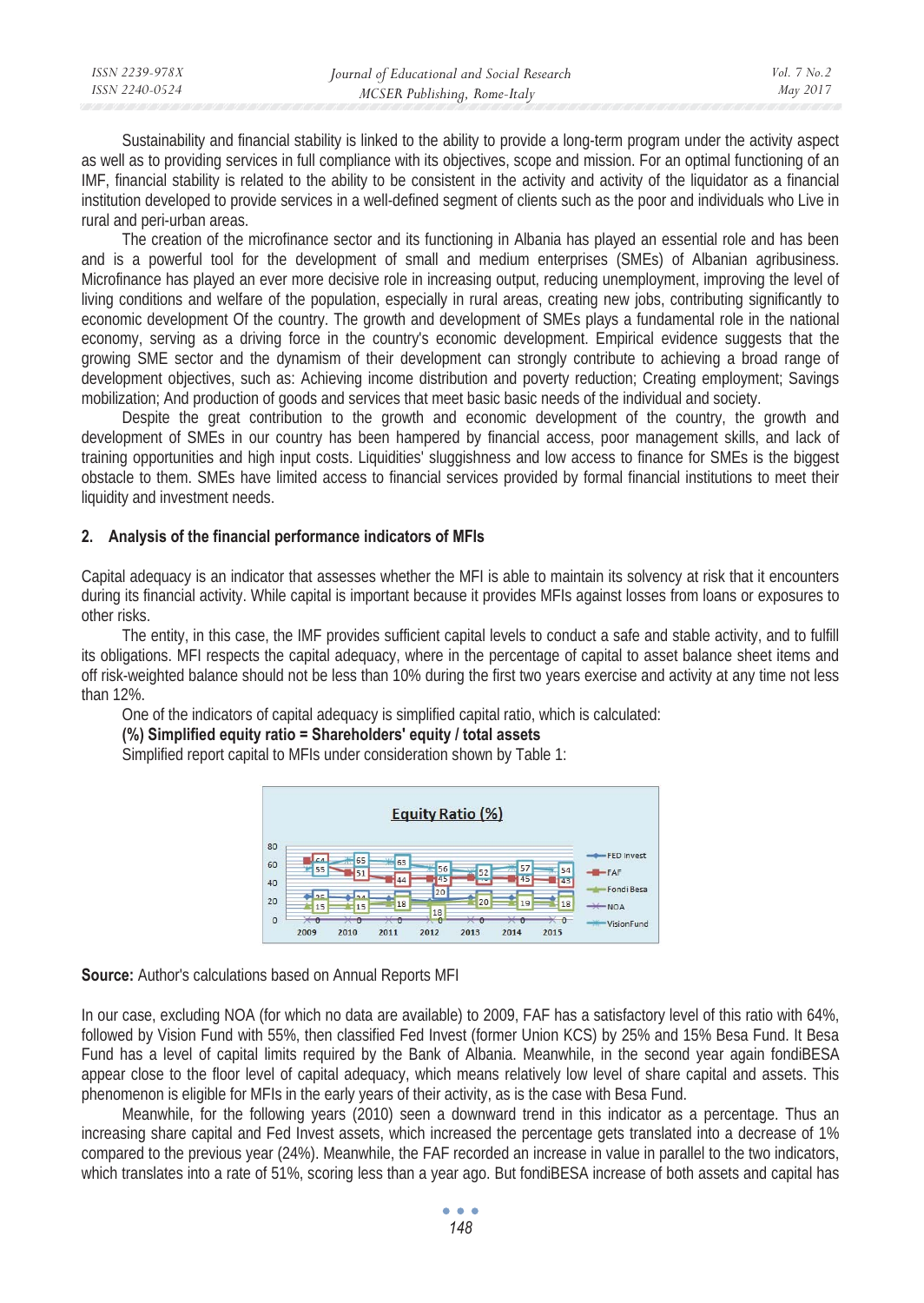Sustainability and financial stability is linked to the ability to provide a long-term program under the activity aspect as well as to providing services in full compliance with its objectives, scope and mission. For an optimal functioning of an IMF, financial stability is related to the ability to be consistent in the activity and activity of the liquidator as a financial institution developed to provide services in a well-defined segment of clients such as the poor and individuals who Live in rural and peri-urban areas.

The creation of the microfinance sector and its functioning in Albania has played an essential role and has been and is a powerful tool for the development of small and medium enterprises (SMEs) of Albanian agribusiness. Microfinance has played an ever more decisive role in increasing output, reducing unemployment, improving the level of living conditions and welfare of the population, especially in rural areas, creating new jobs, contributing significantly to economic development Of the country. The growth and development of SMEs plays a fundamental role in the national economy, serving as a driving force in the country's economic development. Empirical evidence suggests that the growing SME sector and the dynamism of their development can strongly contribute to achieving a broad range of development objectives, such as: Achieving income distribution and poverty reduction; Creating employment; Savings mobilization; And production of goods and services that meet basic basic needs of the individual and society.

Despite the great contribution to the growth and economic development of the country, the growth and development of SMEs in our country has been hampered by financial access, poor management skills, and lack of training opportunities and high input costs. Liquidities' sluggishness and low access to finance for SMEs is the biggest obstacle to them. SMEs have limited access to financial services provided by formal financial institutions to meet their liquidity and investment needs.

## 2. Analysis of the financial performance indicators of MFIs

Capital adequacy is an indicator that assesses whether the MFI is able to maintain its solvency at risk that it encounters during its financial activity. While capital is important because it provides MFIs against losses from loans or exposures to other risks.

The entity, in this case, the IMF provides sufficient capital levels to conduct a safe and stable activity, and to fulfill its obligations. MFI respects the capital adequacy, where in the percentage of capital to asset balance sheet items and off risk-weighted balance should not be less than 10% during the first two years exercise and activity at any time not less than 12%.

One of the indicators of capital adequacy is simplified capital ratio, which is calculated:

**(%) Simplified equity ratio = Shareholders' equity / total assets**

Simplified report capital to MFIs under consideration shown by Table 1:

Equity Ratio (%)

80
60
40
20
0

2009 2010 2011 2012 2013 2014 2015

64 55 25 15 0
65 51 24 15 0
53 44 18 0
56 45 20 18 0
52 20 0
57 45 19 0
54 43 18 0

FED Invest
FAF
Fondi Besa
NOA
VisionFund

**Source:** Author's calculations based on Annual Reports MFI

In our case, excluding NOA (for which no data are available) to 2009, FAF has a satisfactory level of this ratio with 64%, followed by Vision Fund with 55%, then classified Fed Invest (former Union KCS) by 25% and 15% Besa Fund. It Besa Fund has a level of capital limits required by the Bank of Albania. Meanwhile, in the second year again fondiBESA appear close to the floor level of capital adequacy, which means relatively low level of share capital and assets. This phenomenon is eligible for MFIs in the early years of their activity, as is the case with Besa Fund.

Meanwhile, for the following years (2010) seen a downward trend in this indicator as a percentage. Thus an increasing share capital and Fed Invest assets, which increased the percentage gets translated into a decrease of 1% compared to the previous year (24%). Meanwhile, the FAF recorded an increase in value in parallel to the two indicators, which translates into a rate of 51%, scoring less than a year ago. But fondiBESA increase of both assets and capital has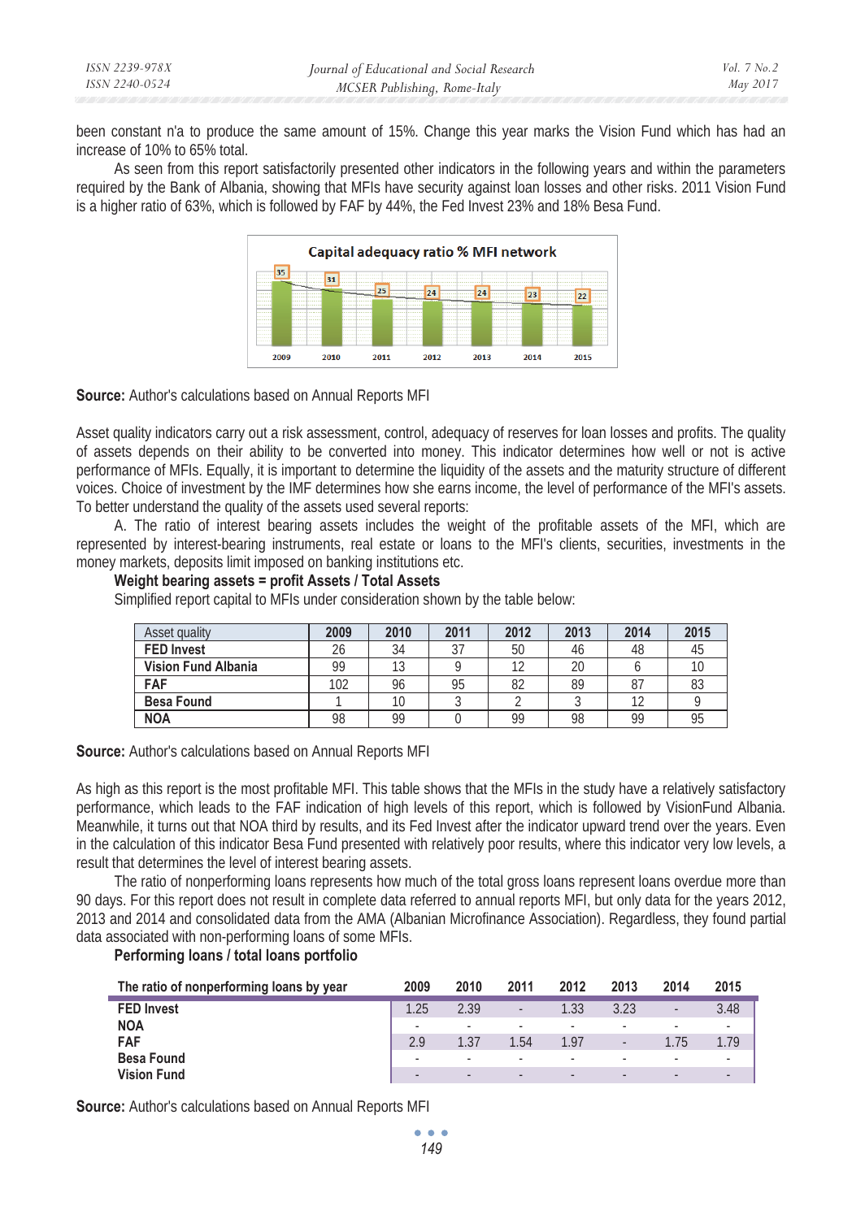been constant n'a to produce the same amount of 15%. Change this year marks the Vision Fund which has had an increase of 10% to 65% total.

As seen from this report satisfactorily presented other indicators in the following years and within the parameters required by the Bank of Albania, showing that MFIs have security against loan losses and other risks. 2011 Vision Fund is a higher ratio of 63%, which is followed by FAF by 44%, the Fed Invest 23% and 18% Besa Fund.

**Capital adequacy ratio % MFI network**

| 2009 | 2010 | 2011 | 2012 | 2013 | 2014 | 2015 |
|---|---|---|---|---|---|---|
| 35 | 31 | 25 | 24 | 24 | 23 | 22 |

**Source:** Author's calculations based on Annual Reports MFI

Asset quality indicators carry out a risk assessment, control, adequacy of reserves for loan losses and profits. The quality of assets depends on their ability to be converted into money. This indicator determines how well or not is active performance of MFIs. Equally, it is important to determine the liquidity of the assets and the maturity structure of different voices. Choice of investment by the IMF determines how she earns income, the level of performance of the MFI's assets. To better understand the quality of the assets used several reports:

A. The ratio of interest bearing assets includes the weight of the profitable assets of the MFI, which are represented by interest-bearing instruments, real estate or loans to the MFI's clients, securities, investments in the money markets, deposits limit imposed on banking institutions etc.

**Weight bearing assets = profit Assets / Total Assets**

Simplified report capital to MFIs under consideration shown by the table below:

| Asset quality | 2009 | 2010 | 2011 | 2012 | 2013 | 2014 | 2015 |
|---|---|---|---|---|---|---|---|
| **FED Invest** | 26 | 34 | 37 | 50 | 46 | 48 | 45 |
| **Vision Fund Albania** | 99 | 13 | 9 | 12 | 20 | 6 | 10 |
| **FAF** | 102 | 96 | 95 | 82 | 89 | 87 | 83 |
| **Besa Found** | 1 | 10 | 3 | 2 | 3 | 12 | 9 |
| **NOA** | 98 | 99 | 0 | 99 | 98 | 99 | 95 |

**Source:** Author's calculations based on Annual Reports MFI

As high as this report is the most profitable MFI. This table shows that the MFIs in the study have a relatively satisfactory performance, which leads to the FAF indication of high levels of this report, which is followed by VisionFund Albania. Meanwhile, it turns out that NOA third by results, and its Fed Invest after the indicator upward trend over the years. Even in the calculation of this indicator Besa Fund presented with relatively poor results, where this indicator very low levels, a result that determines the level of interest bearing assets.

The ratio of nonperforming loans represents how much of the total gross loans represent loans overdue more than 90 days. For this report does not result in complete data referred to annual reports MFI, but only data for the years 2012, 2013 and 2014 and consolidated data from the AMA (Albanian Microfinance Association). Regardless, they found partial data associated with non-performing loans of some MFIs.

**Performing loans / total loans portfolio**

| The ratio of nonperforming loans by year | 2009 | 2010 | 2011 | 2012 | 2013 | 2014 | 2015 |
|---|---|---|---|---|---|---|---|
| **FED Invest** | 1.25 | 2.39 | - | 1.33 | 3.23 | - | 3.48 |
| **NOA** | - | - | - | - | - | - | - |
| **FAF** | 2.9 | 1.37 | 1.54 | 1.97 | - | 1.75 | 1.79 |
| **Besa Found** | - | - | - | - | - | - | - |
| **Vision Fund** | - | - | - | - | - | - | - |

**Source:** Author's calculations based on Annual Reports MFI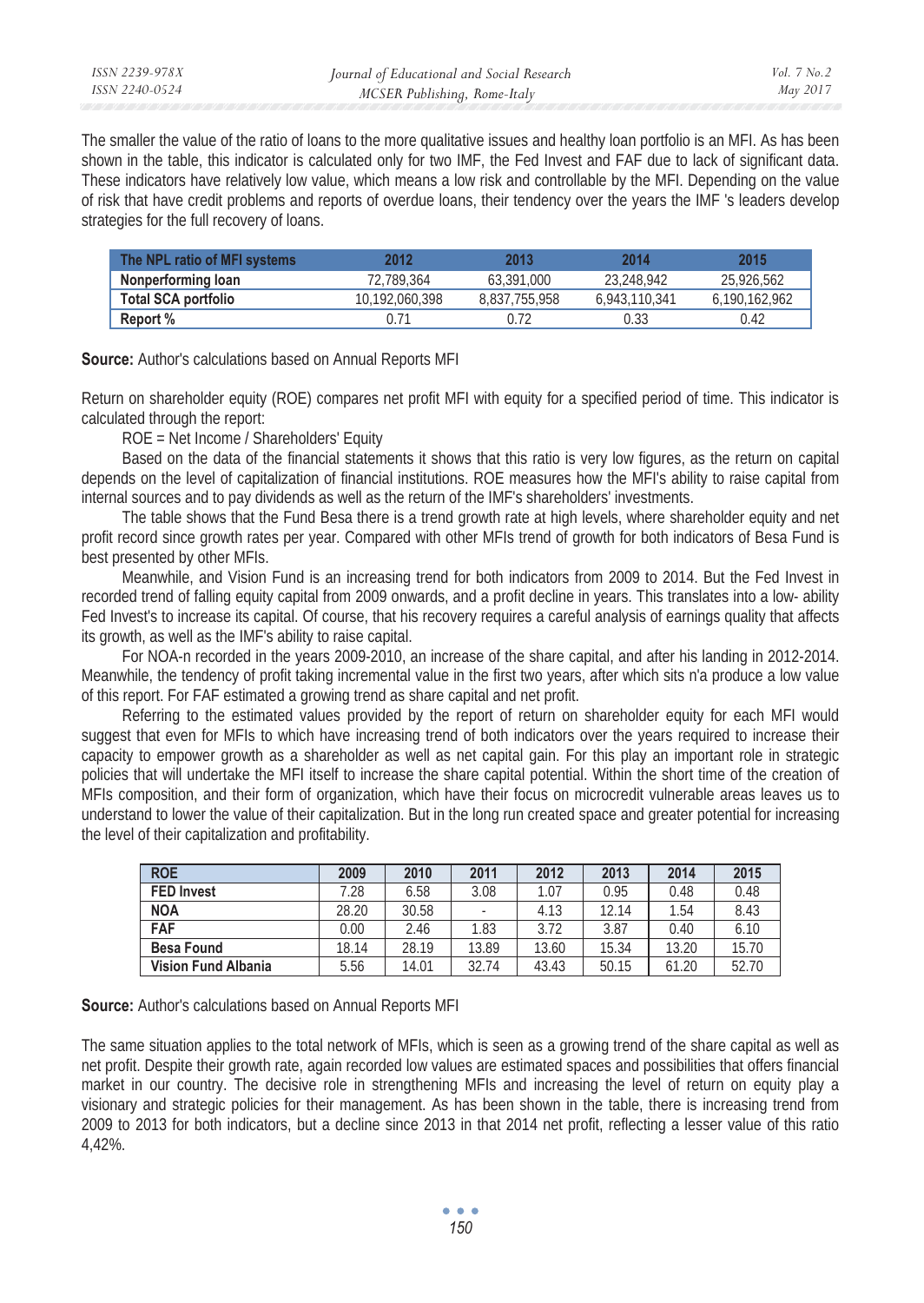The smaller the value of the ratio of loans to the more qualitative issues and healthy loan portfolio is an MFI. As has been shown in the table, this indicator is calculated only for two IMF, the Fed Invest and FAF due to lack of significant data. These indicators have relatively low value, which means a low risk and controllable by the MFI. Depending on the value of risk that have credit problems and reports of overdue loans, their tendency over the years the IMF 's leaders develop strategies for the full recovery of loans.

| The NPL ratio of MFI systems | 2012 | 2013 | 2014 | 2015 |
|---|---|---|---|---|
| **Nonperforming loan** | 72,789,364 | 63,391,000 | 23,248,942 | 25,926,562 |
| **Total SCA portfolio** | 10,192,060,398 | 8,837,755,958 | 6,943,110,341 | 6,190,162,962 |
| **Report %** | 0.71 | 0.72 | 0.33 | 0.42 |

**Source:** Author's calculations based on Annual Reports MFI

Return on shareholder equity (ROE) compares net profit MFI with equity for a specified period of time. This indicator is calculated through the report:

ROE = Net Income / Shareholders' Equity

Based on the data of the financial statements it shows that this ratio is very low figures, as the return on capital depends on the level of capitalization of financial institutions. ROE measures how the MFI's ability to raise capital from internal sources and to pay dividends as well as the return of the IMF's shareholders' investments.

The table shows that the Fund Besa there is a trend growth rate at high levels, where shareholder equity and net profit record since growth rates per year. Compared with other MFIs trend of growth for both indicators of Besa Fund is best presented by other MFIs.

Meanwhile, and Vision Fund is an increasing trend for both indicators from 2009 to 2014. But the Fed Invest in recorded trend of falling equity capital from 2009 onwards, and a profit decline in years. This translates into a low- ability Fed Invest's to increase its capital. Of course, that his recovery requires a careful analysis of earnings quality that affects its growth, as well as the IMF's ability to raise capital.

For NOA-n recorded in the years 2009-2010, an increase of the share capital, and after his landing in 2012-2014. Meanwhile, the tendency of profit taking incremental value in the first two years, after which sits n'a produce a low value of this report. For FAF estimated a growing trend as share capital and net profit.

Referring to the estimated values provided by the report of return on shareholder equity for each MFI would suggest that even for MFIs to which have increasing trend of both indicators over the years required to increase their capacity to empower growth as a shareholder as well as net capital gain. For this play an important role in strategic policies that will undertake the MFI itself to increase the share capital potential. Within the short time of the creation of MFIs composition, and their form of organization, which have their focus on microcredit vulnerable areas leaves us to understand to lower the value of their capitalization. But in the long run created space and greater potential for increasing the level of their capitalization and profitability.

| ROE | 2009 | 2010 | 2011 | 2012 | 2013 | 2014 | 2015 |
|---|---|---|---|---|---|---|---|
| **FED Invest** | 7.28 | 6.58 | 3.08 | 1.07 | 0.95 | 0.48 | 0.48 |
| **NOA** | 28.20 | 30.58 | - | 4.13 | 12.14 | 1.54 | 8.43 |
| **FAF** | 0.00 | 2.46 | 1.83 | 3.72 | 3.87 | 0.40 | 6.10 |
| **Besa Found** | 18.14 | 28.19 | 13.89 | 13.60 | 15.34 | 13.20 | 15.70 |
| **Vision Fund Albania** | 5.56 | 14.01 | 32.74 | 43.43 | 50.15 | 61.20 | 52.70 |

**Source:** Author's calculations based on Annual Reports MFI

The same situation applies to the total network of MFIs, which is seen as a growing trend of the share capital as well as net profit. Despite their growth rate, again recorded low values are estimated spaces and possibilities that offers financial market in our country. The decisive role in strengthening MFIs and increasing the level of return on equity play a visionary and strategic policies for their management. As has been shown in the table, there is increasing trend from 2009 to 2013 for both indicators, but a decline since 2013 in that 2014 net profit, reflecting a lesser value of this ratio 4,42%.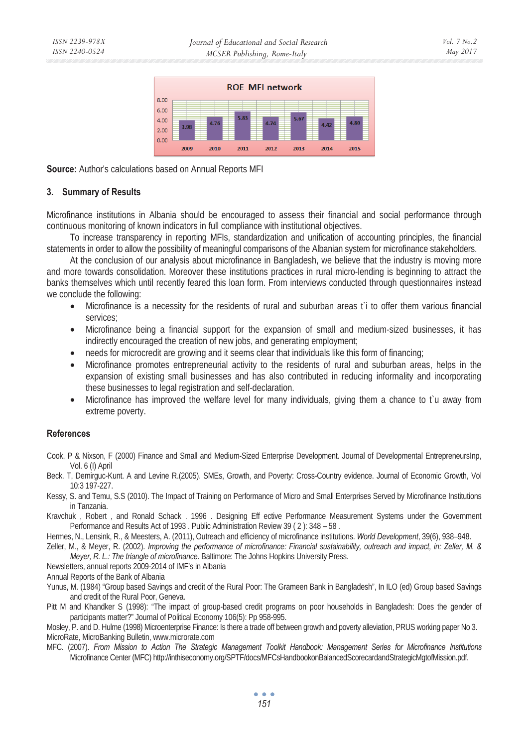ROE MFI network

8.00
6.00
4.00
2.00
0.00

3.98
4.76
5.83
4.74
5.67
4.42
4.80

2009
2010
2011
2012
2013
2014
2015

**Source:** Author's calculations based on Annual Reports MFI

## 3. Summary of Results

Microfinance institutions in Albania should be encouraged to assess their financial and social performance through continuous monitoring of known indicators in full compliance with institutional objectives.

To increase transparency in reporting MFIs, standardization and unification of accounting principles, the financial statements in order to allow the possibility of meaningful comparisons of the Albanian system for microfinance stakeholders.

At the conclusion of our analysis about microfinance in Bangladesh, we believe that the industry is moving more and more towards consolidation. Moreover these institutions practices in rural micro-lending is beginning to attract the banks themselves which until recently feared this loan form. From interviews conducted through questionnaires instead we conclude the following:

- Microfinance is a necessity for the residents of rural and suburban areas t`i to offer them various financial services;
- Microfinance being a financial support for the expansion of small and medium-sized businesses, it has indirectly encouraged the creation of new jobs, and generating employment;
- needs for microcredit are growing and it seems clear that individuals like this form of financing;
- Microfinance promotes entrepreneurial activity to the residents of rural and suburban areas, helps in the expansion of existing small businesses and has also contributed in reducing informality and incorporating these businesses to legal registration and self-declaration.
- Microfinance has improved the welfare level for many individuals, giving them a chance to t`u away from extreme poverty.

## References

Cook, P & Nixson, F (2000) Finance and Small and Medium-Sized Enterprise Development. Journal of Developmental EntrepreneursInp, Vol. 6 (I) April

Beck. T, Demirguc-Kunt. A and Levine R.(2005). SMEs, Growth, and Poverty: Cross-Country evidence. Journal of Economic Growth, Vol 10:3 197-227.

Kessy, S. and Temu, S.S (2010). The Impact of Training on Performance of Micro and Small Enterprises Served by Microfinance Institutions in Tanzania.

Kravchuk , Robert , and Ronald Schack . 1996 . Designing Eff ective Performance Measurement Systems under the Government Performance and Results Act of 1993 . Public Administration Review 39 ( 2 ): 348 – 58 .

Hermes, N., Lensink, R., & Meesters, A. (2011), Outreach and efficiency of microfinance institutions. *World Development*, 39(6), 938–948.

Zeller, M., & Meyer, R. (2002). *Improving the performance of microfinance: Financial sustainability, outreach and impact, in: Zeller, M. & Meyer, R. L.: The triangle of microfinance*. Baltimore: The Johns Hopkins University Press.

Newsletters, annual reports 2009-2014 of IMF's in Albania

Annual Reports of the Bank of Albania

Yunus, M. (1984) "Group based Savings and credit of the Rural Poor: The Grameen Bank in Bangladesh", In ILO (ed) Group based Savings and credit of the Rural Poor, Geneva.

Pitt M and Khandker S (1998): "The impact of group-based credit programs on poor households in Bangladesh: Does the gender of participants matter?" Journal of Political Economy 106(5): Pp 958-995.

Mosley, P. and D. Hulme (1998) Microenterprise Finance: Is there a trade off between growth and poverty alleviation, PRUS working paper No 3.

MicroRate, MicroBanking Bulletin, www.microrate.com

MFC. (2007). *From Mission to Action The Strategic Management Toolkit Handbook: Management Series for Microfinance Institutions* Microfinance Center (MFC) http://inthiseconomy.org/SPTF/docs/MFCsHandbookonBalancedScorecardandStrategicMgtofMission.pdf.